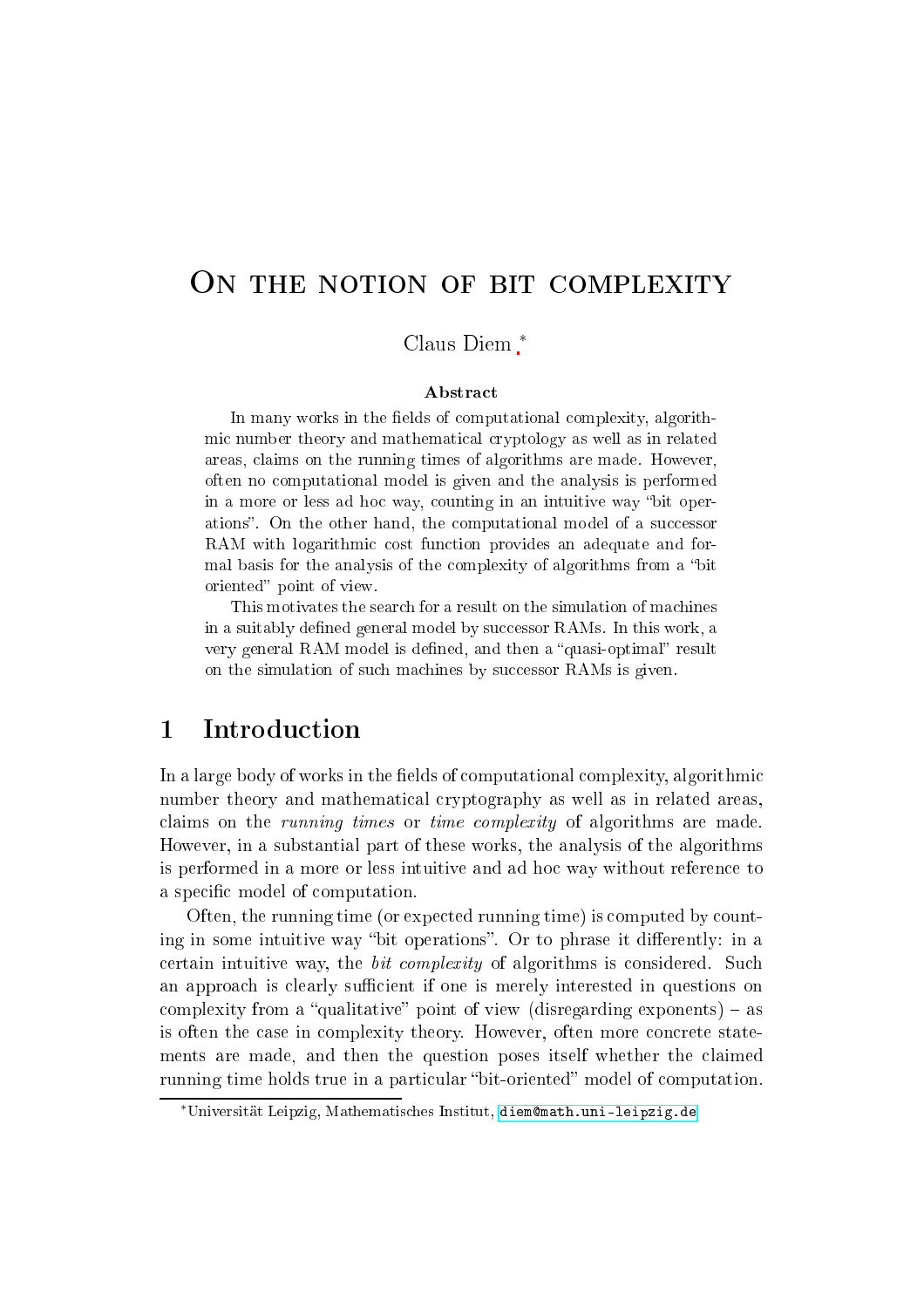# On the notion of bit complexity

Claus Diem [*]

**Abstract**

In many works in the fields of computational complexity, algorithmic number theory and mathematical cryptology as well as in related areas, claims on the running times of algorithms are made. However, often no computational model is given and the analysis is performed in a more or less ad hoc way, counting in an intuitive way "bit operations". On the other hand, the computational model of a successor RAM with logarithmic cost function provides an adequate and formal basis for the analysis of the complexity of algorithms from a "bit oriented" point of view.

This motivates the search for a result on the simulation of machines in a suitably defined general model by successor RAMs. In this work, a very general RAM model is defined, and then a "quasi-optimal" result on the simulation of such machines by successor RAMs is given.

## 1 Introduction

In a large body of works in the fields of computational complexity, algorithmic number theory and mathematical cryptography as well as in related areas, claims on the *running times* or *time complexity* of algorithms are made. However, in a substantial part of these works, the analysis of the algorithms is performed in a more or less intuitive and ad hoc way without reference to a specific model of computation.

Often, the running time (or expected running time) is computed by counting in some intuitive way "bit operations". Or to phrase it differently: in a certain intuitive way, the *bit complexity* of algorithms is considered. Such an approach is clearly sufficient if one is merely interested in questions on complexity from a "qualitative" point of view (disregarding exponents) – as is often the case in complexity theory. However, often more concrete statements are made, and then the question poses itself whether the claimed running time holds true in a particular "bit-oriented" model of computation.

[*] Universität Leipzig, Mathematisches Institut, diem@math.uni-leipzig.de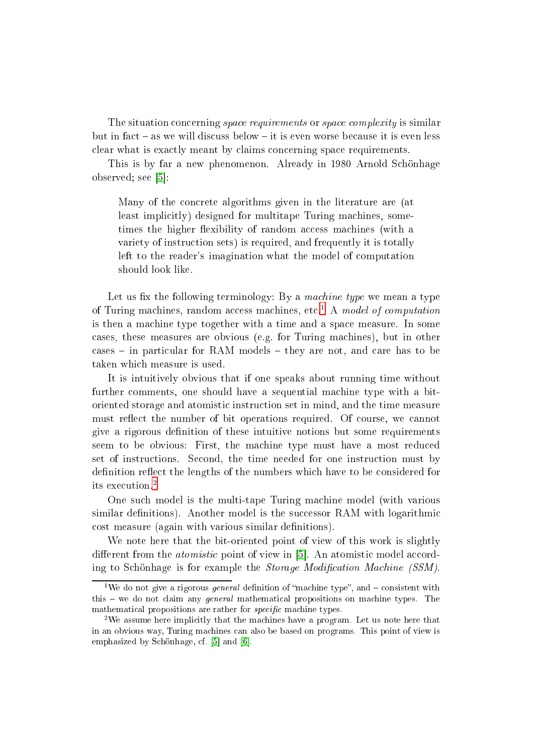The situation concerning *space requirements* or *space complexity* is similar but in fact – as we will discuss below – it is even worse because it is even less clear what is exactly meant by claims concerning space requirements.

This is by far a new phenomenon. Already in 1980 Arnold Schönhage observed; see [5]:

> Many of the concrete algorithms given in the literature are (at least implicitly) designed for multitape Turing machines, sometimes the higher flexibility of random access machines (with a variety of instruction sets) is required, and frequently it is totally left to the reader's imagination what the model of computation should look like.

Let us fix the following terminology: By a *machine type* we mean a type of Turing machines, random access machines, etc.[1] A *model of computation* is then a machine type together with a time and a space measure. In some cases, these measures are obvious (e.g. for Turing machines), but in other cases – in particular for RAM models – they are not, and care has to be taken which measure is used.

It is intuitively obvious that if one speaks about running time without further comments, one should have a sequential machine type with a bit-oriented storage and atomistic instruction set in mind, and the time measure must reflect the number of bit operations required. Of course, we cannot give a rigorous definition of these intuitive notions but some requirements seem to be obvious: First, the machine type must have a most reduced set of instructions. Second, the time needed for one instruction must by definition reflect the lengths of the numbers which have to be considered for its execution.[2]

One such model is the multi-tape Turing machine model (with various similar definitions). Another model is the successor RAM with logarithmic cost measure (again with various similar definitions).

We note here that the bit-oriented point of view of this work is slightly different from the *atomistic* point of view in [5]. An atomistic model according to Schönhage is for example the *Storage Modification Machine (SSM)*.

[1] We do not give a rigorous *general* definition of "machine type", and – consistent with this – we do not claim any *general* mathematical propositions on machine types. The mathematical propositions are rather for *specific* machine types.

[2] We assume here implicitly that the machines have a program. Let us note here that in an obvious way, Turing machines can also be based on programs. This point of view is emphasized by Schönhage, cf. [5] and [6].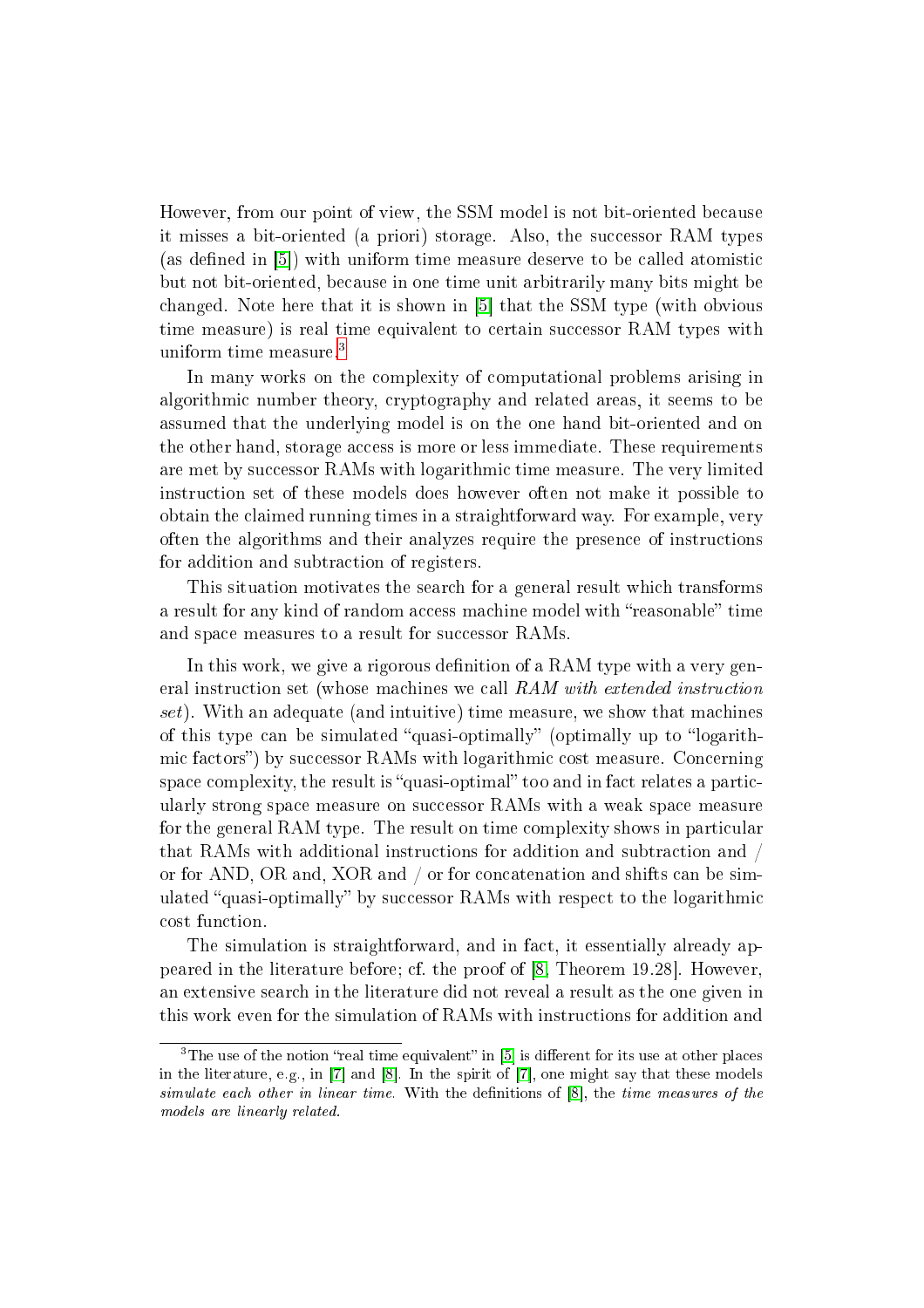However, from our point of view, the SSM model is not bit-oriented because it misses a bit-oriented (a priori) storage. Also, the successor RAM types (as defined in [5]) with uniform time measure deserve to be called atomistic but not bit-oriented, because in one time unit arbitrarily many bits might be changed. Note here that it is shown in [5] that the SSM type (with obvious time measure) is real time equivalent to certain successor RAM types with uniform time measure.[3]

In many works on the complexity of computational problems arising in algorithmic number theory, cryptography and related areas, it seems to be assumed that the underlying model is on the one hand bit-oriented and on the other hand, storage access is more or less immediate. These requirements are met by successor RAMs with logarithmic time measure. The very limited instruction set of these models does however often not make it possible to obtain the claimed running times in a straightforward way. For example, very often the algorithms and their analyzes require the presence of instructions for addition and subtraction of registers.

This situation motivates the search for a general result which transforms a result for any kind of random access machine model with "reasonable" time and space measures to a result for successor RAMs.

In this work, we give a rigorous definition of a RAM type with a very general instruction set (whose machines we call *RAM with extended instruction set*). With an adequate (and intuitive) time measure, we show that machines of this type can be simulated "quasi-optimally" (optimally up to "logarithmic factors") by successor RAMs with logarithmic cost measure. Concerning space complexity, the result is "quasi-optimal" too and in fact relates a particularly strong space measure on successor RAMs with a weak space measure for the general RAM type. The result on time complexity shows in particular that RAMs with additional instructions for addition and subtraction and / or for AND, OR and, XOR and / or for concatenation and shifts can be simulated "quasi-optimally" by successor RAMs with respect to the logarithmic cost function.

The simulation is straightforward, and in fact, it essentially already appeared in the literature before; cf. the proof of [8, Theorem 19.28]. However, an extensive search in the literature did not reveal a result as the one given in this work even for the simulation of RAMs with instructions for addition and

[3] The use of the notion "real time equivalent" in [5] is different for its use at other places in the literature, e.g., in [7] and [8]. In the spirit of [7], one might say that these models *simulate each other in linear time.* With the definitions of [8], the *time measures of the models are linearly related.*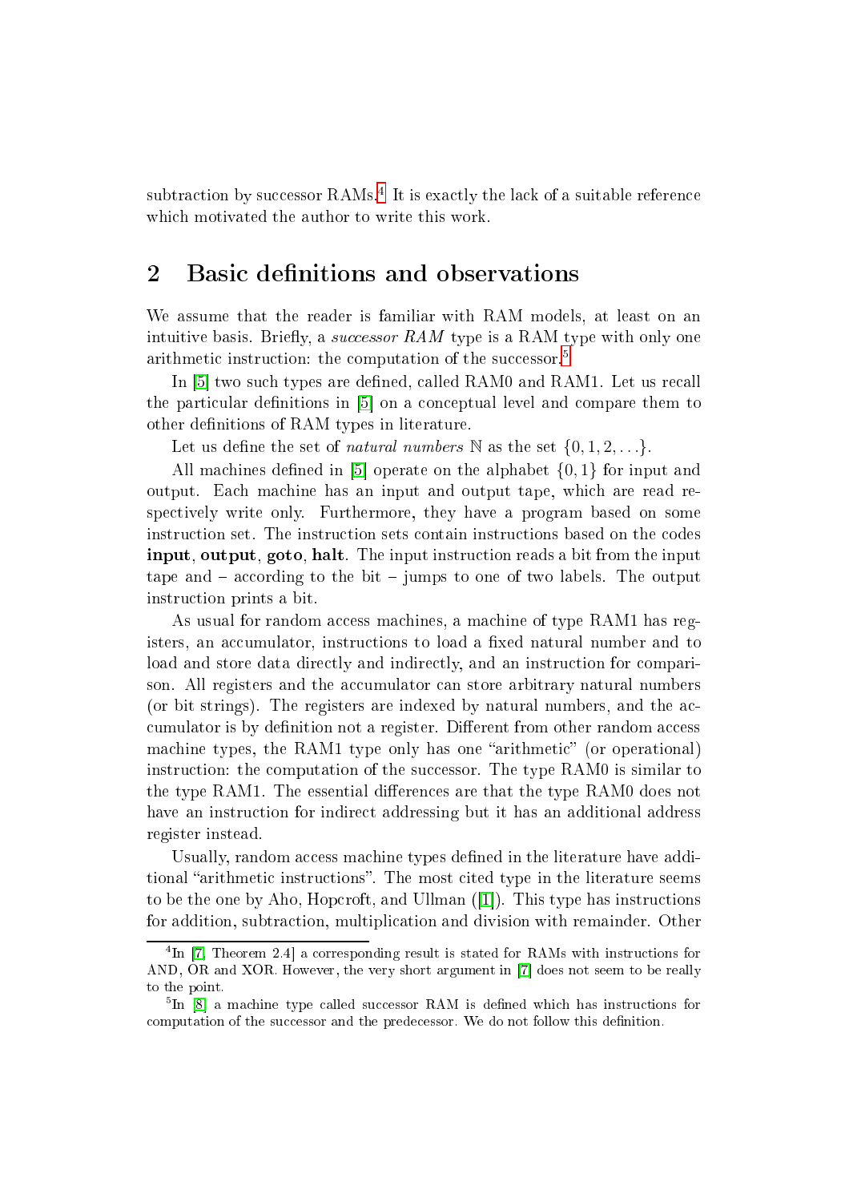subtraction by successor RAMs.[4] It is exactly the lack of a suitable reference which motivated the author to write this work.

## 2 Basic definitions and observations

We assume that the reader is familiar with RAM models, at least on an intuitive basis. Briefly, a *successor RAM* type is a RAM type with only one arithmetic instruction: the computation of the successor.[5]

In [5] two such types are defined, called RAM0 and RAM1. Let us recall the particular definitions in [5] on a conceptual level and compare them to other definitions of RAM types in literature.

Let us define the set of *natural numbers* $\mathbb{N}$ as the set $\{0, 1, 2, \ldots\}$.

All machines defined in [5] operate on the alphabet $\{0, 1\}$ for input and output. Each machine has an input and output tape, which are read respectively write only. Furthermore, they have a program based on some instruction set. The instruction sets contain instructions based on the codes **input**, **output**, **goto**, **halt**. The input instruction reads a bit from the input tape and – according to the bit – jumps to one of two labels. The output instruction prints a bit.

As usual for random access machines, a machine of type RAM1 has registers, an accumulator, instructions to load a fixed natural number and to load and store data directly and indirectly, and an instruction for comparison. All registers and the accumulator can store arbitrary natural numbers (or bit strings). The registers are indexed by natural numbers, and the accumulator is by definition not a register. Different from other random access machine types, the RAM1 type only has one "arithmetic" (or operational) instruction: the computation of the successor. The type RAM0 is similar to the type RAM1. The essential differences are that the type RAM0 does not have an instruction for indirect addressing but it has an additional address register instead.

Usually, random access machine types defined in the literature have additional "arithmetic instructions". The most cited type in the literature seems to be the one by Aho, Hopcroft, and Ullman ([1]). This type has instructions for addition, subtraction, multiplication and division with remainder. Other

[4] In [7, Theorem 2.4] a corresponding result is stated for RAMs with instructions for AND, OR and XOR. However, the very short argument in [7] does not seem to be really to the point.

[5] In [8] a machine type called successor RAM is defined which has instructions for computation of the successor and the predecessor. We do not follow this definition.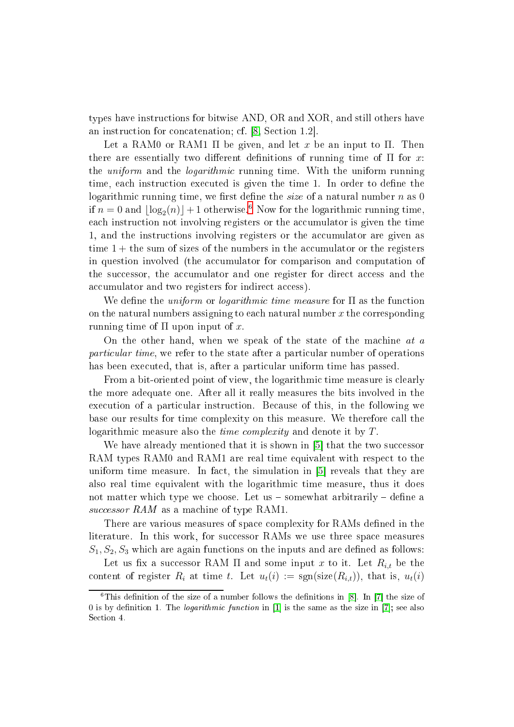types have instructions for bitwise AND, OR and XOR, and still others have an instruction for concatenation; cf. [8, Section 1.2].

Let a RAM0 or RAM1 $\Pi$ be given, and let $x$ be an input to $\Pi$. Then there are essentially two different definitions of running time of $\Pi$ for $x$: the *uniform* and the *logarithmic* running time. With the uniform running time, each instruction executed is given the time 1. In order to define the logarithmic running time, we first define the *size* of a natural number $n$ as 0 if $n = 0$ and $\lfloor \log_2(n) \rfloor + 1$ otherwise.[6] Now for the logarithmic running time, each instruction not involving registers or the accumulator is given the time 1, and the instructions involving registers or the accumulator are given as time $1 +$ the sum of sizes of the numbers in the accumulator or the registers in question involved (the accumulator for comparison and computation of the successor, the accumulator and one register for direct access and the accumulator and two registers for indirect access).

We define the *uniform* or *logarithmic time measure* for $\Pi$ as the function on the natural numbers assigning to each natural number $x$ the corresponding running time of $\Pi$ upon input of $x$.

On the other hand, when we speak of the state of the machine *at a particular time*, we refer to the state after a particular number of operations has been executed, that is, after a particular uniform time has passed.

From a bit-oriented point of view, the logarithmic time measure is clearly the more adequate one. After all it really measures the bits involved in the execution of a particular instruction. Because of this, in the following we base our results for time complexity on this measure. We therefore call the logarithmic measure also the *time complexity* and denote it by $T$.

We have already mentioned that it is shown in [5] that the two successor RAM types RAM0 and RAM1 are real time equivalent with respect to the uniform time measure. In fact, the simulation in [5] reveals that they are also real time equivalent with the logarithmic time measure, thus it does not matter which type we choose. Let us – somewhat arbitrarily – define a *successor RAM* as a machine of type RAM1.

There are various measures of space complexity for RAMs defined in the literature. In this work, for successor RAMs we use three space measures $S_1, S_2, S_3$ which are again functions on the inputs and are defined as follows:

Let us fix a successor RAM $\Pi$ and some input $x$ to it. Let $R_{i,t}$ be the content of register $R_i$ at time $t$. Let $u_t(i) := \operatorname{sgn}(\operatorname{size}(R_{i,t}))$, that is, $u_t(i)$

[6] This definition of the size of a number follows the definitions in [8]. In [7] the size of 0 is by definition 1. The *logarithmic function* in [1] is the same as the size in [7]; see also Section 4.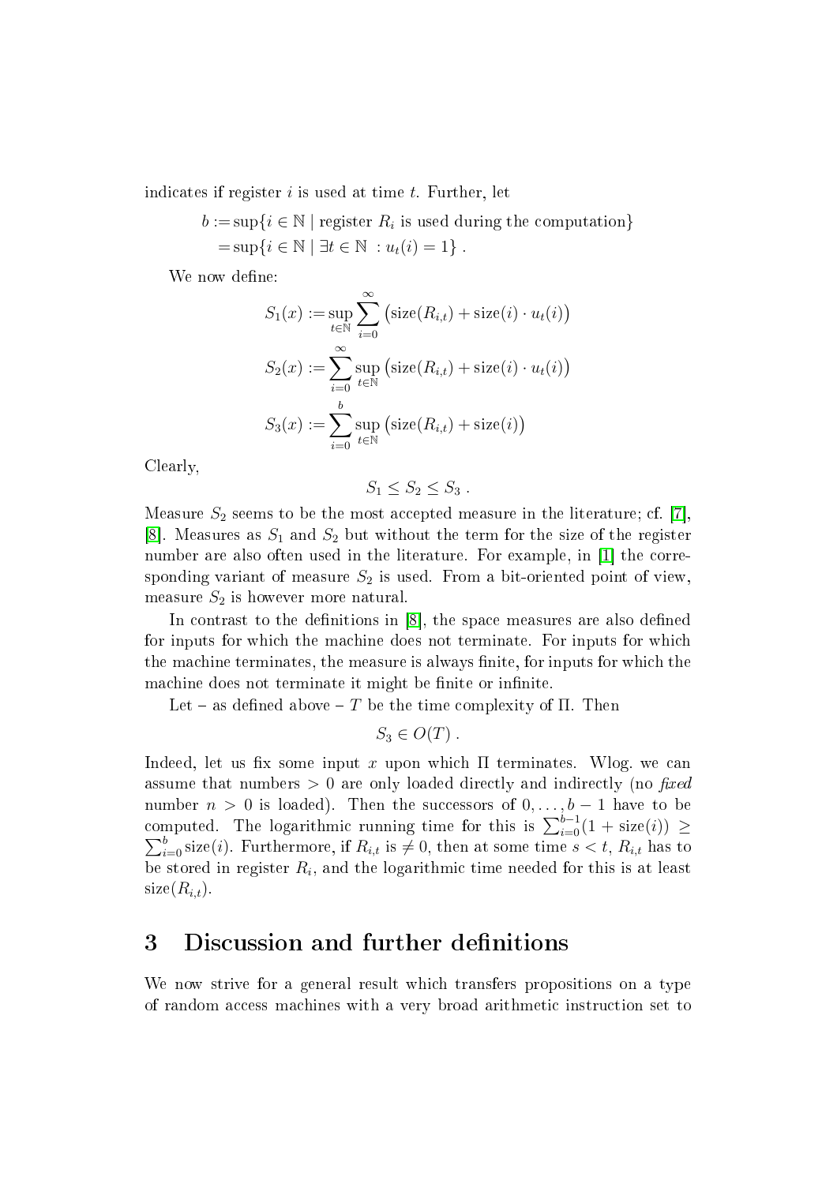indicates if register $i$ is used at time $t$. Further, let

$$b := \sup\{i \in \mathbb{N} \mid \text{register } R_i \text{ is used during the computation}\}$$
$$= \sup\{i \in \mathbb{N} \mid \exists t \in \mathbb{N} \ : u_t(i) = 1\} \ .$$

We now define:

$$S_1(x) := \sup_{t \in \mathbb{N}} \sum_{i=0}^{\infty} \big(\text{size}(R_{i,t}) + \text{size}(i) \cdot u_t(i)\big)$$

$$S_2(x) := \sum_{i=0}^{\infty} \sup_{t \in \mathbb{N}} \big(\text{size}(R_{i,t}) + \text{size}(i) \cdot u_t(i)\big)$$

$$S_3(x) := \sum_{i=0}^{b} \sup_{t \in \mathbb{N}} \big(\text{size}(R_{i,t}) + \text{size}(i)\big)$$

Clearly,

$$S_1 \leq S_2 \leq S_3 \ .$$

Measure $S_2$ seems to be the most accepted measure in the literature; cf. [7], [8]. Measures as $S_1$ and $S_2$ but without the term for the size of the register number are also often used in the literature. For example, in [1] the corresponding variant of measure $S_2$ is used. From a bit-oriented point of view, measure $S_2$ is however more natural.

In contrast to the definitions in [8], the space measures are also defined for inputs for which the machine does not terminate. For inputs for which the machine terminates, the measure is always finite, for inputs for which the machine does not terminate it might be finite or infinite.

Let – as defined above – $T$ be the time complexity of $\Pi$. Then

$$S_3 \in O(T) \ .$$

Indeed, let us fix some input $x$ upon which $\Pi$ terminates. Wlog. we can assume that numbers $> 0$ are only loaded directly and indirectly (no *fixed* number $n > 0$ is loaded). Then the successors of $0, \ldots, b-1$ have to be computed. The logarithmic running time for this is $\sum_{i=0}^{b-1}(1 + \text{size}(i)) \geq \sum_{i=0}^{b} \text{size}(i)$. Furthermore, if $R_{i,t}$ is $\neq 0$, then at some time $s < t$, $R_{i,t}$ has to be stored in register $R_i$, and the logarithmic time needed for this is at least $\text{size}(R_{i,t})$.

## 3 Discussion and further definitions

We now strive for a general result which transfers propositions on a type of random access machines with a very broad arithmetic instruction set to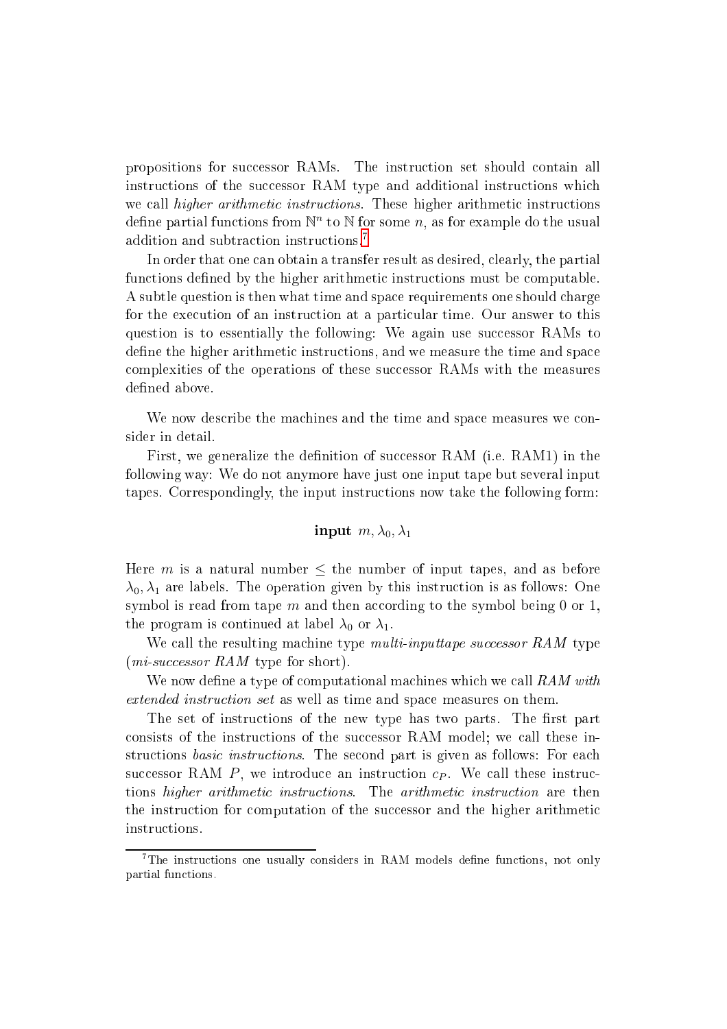propositions for successor RAMs. The instruction set should contain all instructions of the successor RAM type and additional instructions which we call *higher arithmetic instructions*. These higher arithmetic instructions define partial functions from $\mathbb{N}^n$ to $\mathbb{N}$ for some $n$, as for example do the usual addition and subtraction instructions.[7]

In order that one can obtain a transfer result as desired, clearly, the partial functions defined by the higher arithmetic instructions must be computable. A subtle question is then what time and space requirements one should charge for the execution of an instruction at a particular time. Our answer to this question is to essentially the following: We again use successor RAMs to define the higher arithmetic instructions, and we measure the time and space complexities of the operations of these successor RAMs with the measures defined above.

We now describe the machines and the time and space measures we consider in detail.

First, we generalize the definition of successor RAM (i.e. RAM1) in the following way: We do not anymore have just one input tape but several input tapes. Correspondingly, the input instructions now take the following form:

$$\textbf{input}\ m, \lambda_0, \lambda_1$$

Here $m$ is a natural number $\leq$ the number of input tapes, and as before $\lambda_0, \lambda_1$ are labels. The operation given by this instruction is as follows: One symbol is read from tape $m$ and then according to the symbol being 0 or 1, the program is continued at label $\lambda_0$ or $\lambda_1$.

We call the resulting machine type *multi-inputtape successor RAM* type (*mi-successor RAM* type for short).

We now define a type of computational machines which we call *RAM with extended instruction set* as well as time and space measures on them.

The set of instructions of the new type has two parts. The first part consists of the instructions of the successor RAM model; we call these instructions *basic instructions*. The second part is given as follows: For each successor RAM $P$, we introduce an instruction $c_P$. We call these instructions *higher arithmetic instructions*. The *arithmetic instruction* are then the instruction for computation of the successor and the higher arithmetic instructions.

[7] The instructions one usually considers in RAM models define functions, not only partial functions.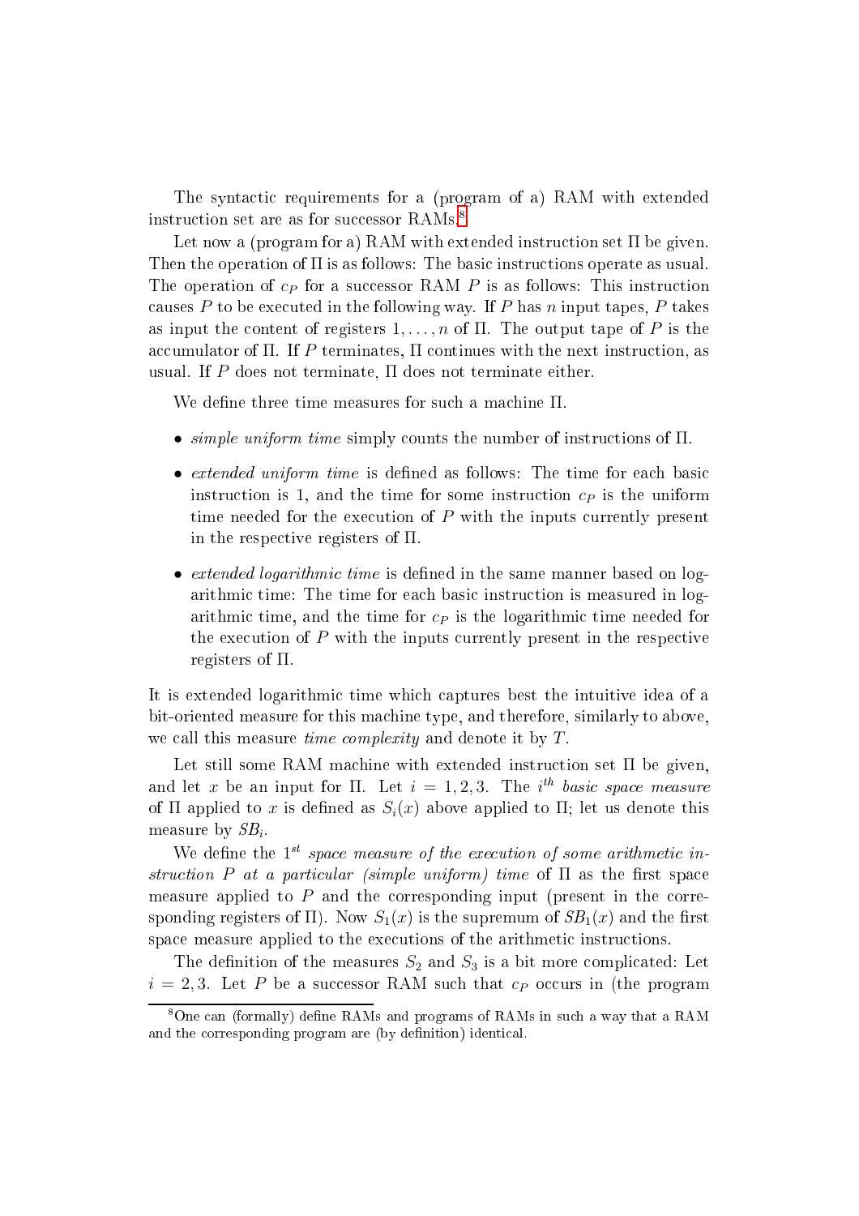The syntactic requirements for a (program of a) RAM with extended instruction set are as for successor RAMs.[8]

Let now a (program for a) RAM with extended instruction set $\Pi$ be given. Then the operation of $\Pi$ is as follows: The basic instructions operate as usual. The operation of $c_P$ for a successor RAM $P$ is as follows: This instruction causes $P$ to be executed in the following way. If $P$ has $n$ input tapes, $P$ takes as input the content of registers $1, \ldots, n$ of $\Pi$. The output tape of $P$ is the accumulator of $\Pi$. If $P$ terminates, $\Pi$ continues with the next instruction, as usual. If $P$ does not terminate, $\Pi$ does not terminate either.

We define three time measures for such a machine $\Pi$.

- *simple uniform time* simply counts the number of instructions of $\Pi$.
- *extended uniform time* is defined as follows: The time for each basic instruction is 1, and the time for some instruction $c_P$ is the uniform time needed for the execution of $P$ with the inputs currently present in the respective registers of $\Pi$.
- *extended logarithmic time* is defined in the same manner based on logarithmic time: The time for each basic instruction is measured in logarithmic time, and the time for $c_P$ is the logarithmic time needed for the execution of $P$ with the inputs currently present in the respective registers of $\Pi$.

It is extended logarithmic time which captures best the intuitive idea of a bit-oriented measure for this machine type, and therefore, similarly to above, we call this measure *time complexity* and denote it by $T$.

Let still some RAM machine with extended instruction set $\Pi$ be given, and let $x$ be an input for $\Pi$. Let $i = 1, 2, 3$. The *$i^{th}$ basic space measure* of $\Pi$ applied to $x$ is defined as $S_i(x)$ above applied to $\Pi$; let us denote this measure by $SB_i$.

We define the *$1^{st}$ space measure of the execution of some arithmetic instruction $P$ at a particular (simple uniform) time* of $\Pi$ as the first space measure applied to $P$ and the corresponding input (present in the corresponding registers of $\Pi$). Now $S_1(x)$ is the supremum of $SB_1(x)$ and the first space measure applied to the executions of the arithmetic instructions.

The definition of the measures $S_2$ and $S_3$ is a bit more complicated: Let $i = 2, 3$. Let $P$ be a successor RAM such that $c_P$ occurs in (the program

[8] One can (formally) define RAMs and programs of RAMs in such a way that a RAM and the corresponding program are (by definition) identical.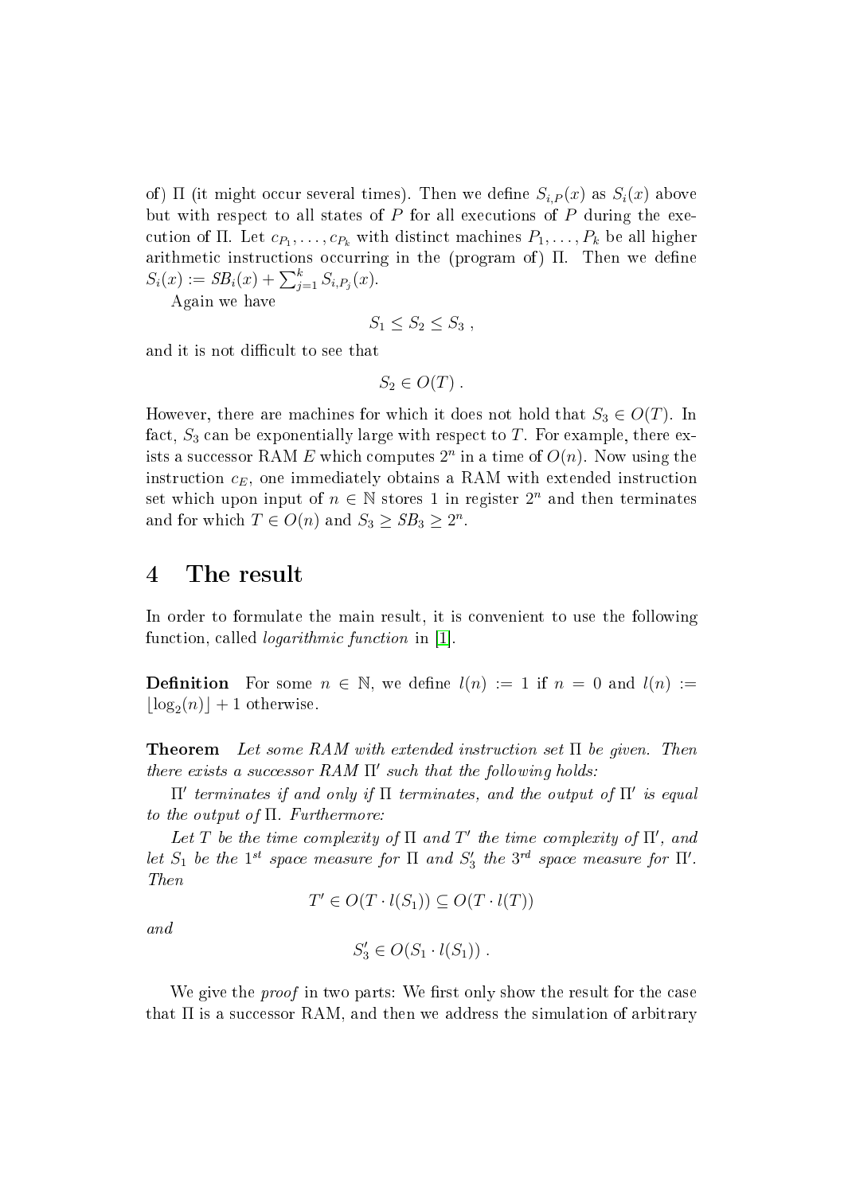of) $\Pi$ (it might occur several times). Then we define $S_{i,P}(x)$ as $S_i(x)$ above but with respect to all states of $P$ for all executions of $P$ during the execution of $\Pi$. Let $c_{P_1}, \ldots, c_{P_k}$ with distinct machines $P_1, \ldots, P_k$ be all higher arithmetic instructions occurring in the (program of) $\Pi$. Then we define $S_i(x) := SB_i(x) + \sum_{j=1}^{k} S_{i,P_j}(x)$.

Again we have

$$S_1 \leq S_2 \leq S_3 \,,$$

and it is not difficult to see that

$$S_2 \in O(T) \,.$$

However, there are machines for which it does not hold that $S_3 \in O(T)$. In fact, $S_3$ can be exponentially large with respect to $T$. For example, there exists a successor RAM $E$ which computes $2^n$ in a time of $O(n)$. Now using the instruction $c_E$, one immediately obtains a RAM with extended instruction set which upon input of $n \in \mathbb{N}$ stores 1 in register $2^n$ and then terminates and for which $T \in O(n)$ and $S_3 \geq SB_3 \geq 2^n$.

## 4 The result

In order to formulate the main result, it is convenient to use the following function, called *logarithmic function* in [1].

**Definition** For some $n \in \mathbb{N}$, we define $l(n) := 1$ if $n = 0$ and $l(n) := \lfloor \log_2(n) \rfloor + 1$ otherwise.

**Theorem** *Let some RAM with extended instruction set $\Pi$ be given. Then there exists a successor RAM $\Pi'$ such that the following holds:*

*$\Pi'$ terminates if and only if $\Pi$ terminates, and the output of $\Pi'$ is equal to the output of $\Pi$. Furthermore:*

*Let $T$ be the time complexity of $\Pi$ and $T'$ the time complexity of $\Pi'$, and let $S_1$ be the $1^{st}$ space measure for $\Pi$ and $S_3'$ the $3^{rd}$ space measure for $\Pi'$. Then*

$$T' \in O(T \cdot l(S_1)) \subseteq O(T \cdot l(T))$$

*and*

$$S_3' \in O(S_1 \cdot l(S_1)) \,.$$

We give the *proof* in two parts: We first only show the result for the case that $\Pi$ is a successor RAM, and then we address the simulation of arbitrary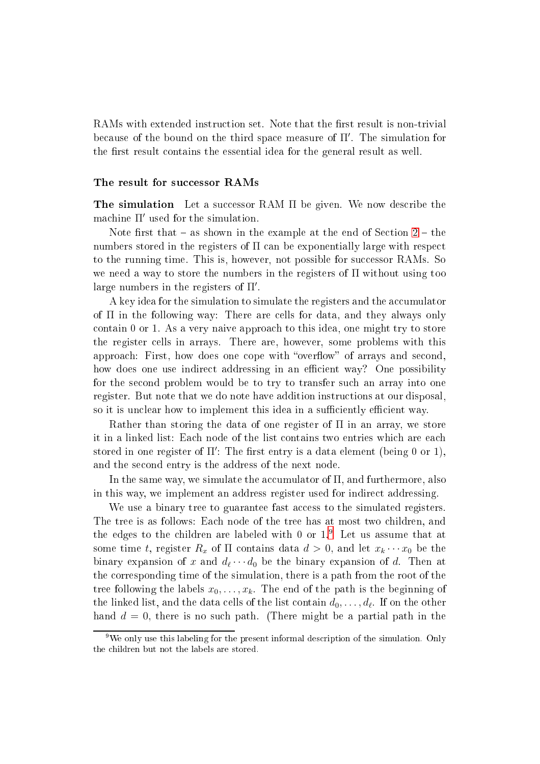RAMs with extended instruction set. Note that the first result is non-trivial because of the bound on the third space measure of $\Pi'$. The simulation for the first result contains the essential idea for the general result as well.

### The result for successor RAMs

**The simulation** Let a successor RAM $\Pi$ be given. We now describe the machine $\Pi'$ used for the simulation.

Note first that – as shown in the example at the end of Section 2 – the numbers stored in the registers of $\Pi$ can be exponentially large with respect to the running time. This is, however, not possible for successor RAMs. So we need a way to store the numbers in the registers of $\Pi$ without using too large numbers in the registers of $\Pi'$.

A key idea for the simulation to simulate the registers and the accumulator of $\Pi$ in the following way: There are cells for data, and they always only contain 0 or 1. As a very naive approach to this idea, one might try to store the register cells in arrays. There are, however, some problems with this approach: First, how does one cope with "overflow" of arrays and second, how does one use indirect addressing in an efficient way? One possibility for the second problem would be to try to transfer such an array into one register. But note that we do note have addition instructions at our disposal, so it is unclear how to implement this idea in a sufficiently efficient way.

Rather than storing the data of one register of $\Pi$ in an array, we store it in a linked list: Each node of the list contains two entries which are each stored in one register of $\Pi'$: The first entry is a data element (being 0 or 1), and the second entry is the address of the next node.

In the same way, we simulate the accumulator of $\Pi$, and furthermore, also in this way, we implement an address register used for indirect addressing.

We use a binary tree to guarantee fast access to the simulated registers. The tree is as follows: Each node of the tree has at most two children, and the edges to the children are labeled with 0 or 1.[9] Let us assume that at some time $t$, register $R_x$ of $\Pi$ contains data $d > 0$, and let $x_k \cdots x_0$ be the binary expansion of $x$ and $d_\ell \cdots d_0$ be the binary expansion of $d$. Then at the corresponding time of the simulation, there is a path from the root of the tree following the labels $x_0, \ldots, x_k$. The end of the path is the beginning of the linked list, and the data cells of the list contain $d_0, \ldots, d_\ell$. If on the other hand $d = 0$, there is no such path. (There might be a partial path in the

[9] We only use this labeling for the present informal description of the simulation. Only the children but not the labels are stored.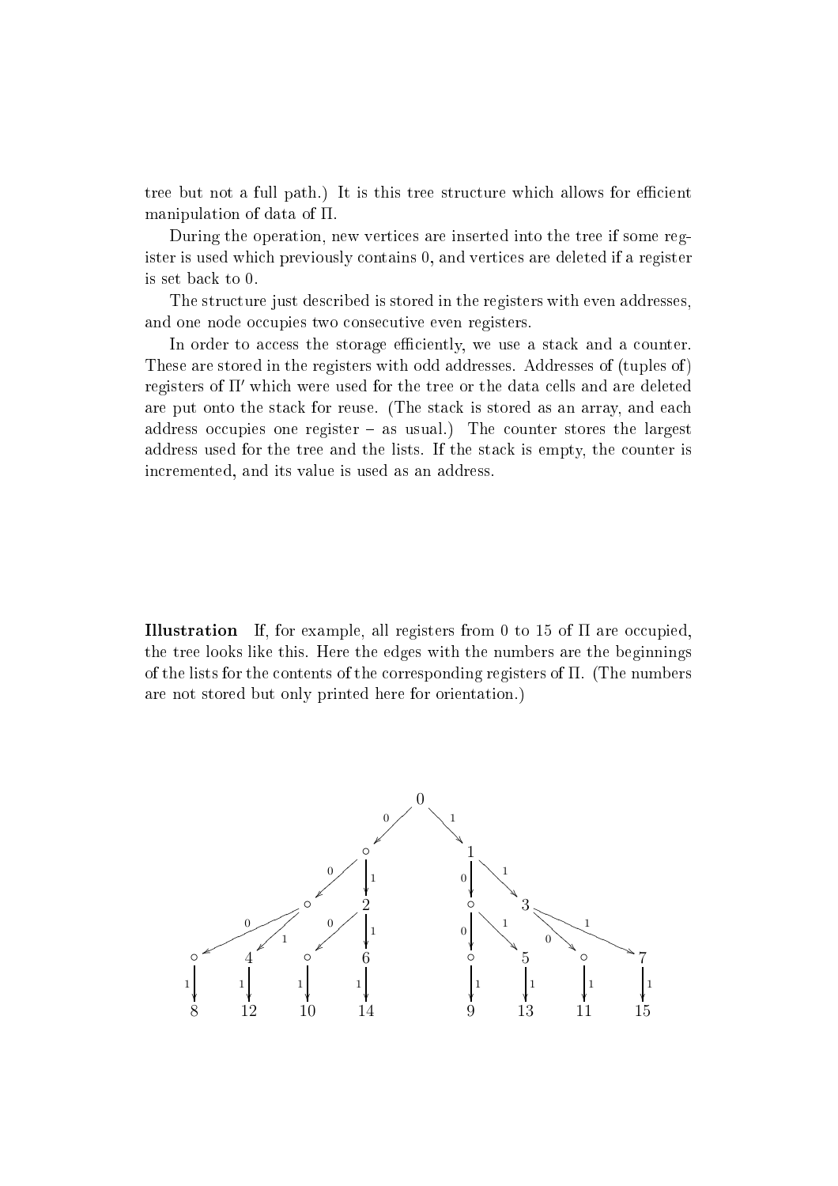tree but not a full path.) It is this tree structure which allows for efficient manipulation of data of $\Pi$.

During the operation, new vertices are inserted into the tree if some register is used which previously contains 0, and vertices are deleted if a register is set back to 0.

The structure just described is stored in the registers with even addresses, and one node occupies two consecutive even registers.

In order to access the storage efficiently, we use a stack and a counter. These are stored in the registers with odd addresses. Addresses of (tuples of) registers of $\Pi'$ which were used for the tree or the data cells and are deleted are put onto the stack for reuse. (The stack is stored as an array, and each address occupies one register – as usual.) The counter stores the largest address used for the tree and the lists. If the stack is empty, the counter is incremented, and its value is used as an address.

**Illustration** If, for example, all registers from 0 to 15 of $\Pi$ are occupied, the tree looks like this. Here the edges with the numbers are the beginnings of the lists for the contents of the corresponding registers of $\Pi$. (The numbers are not stored but only printed here for orientation.)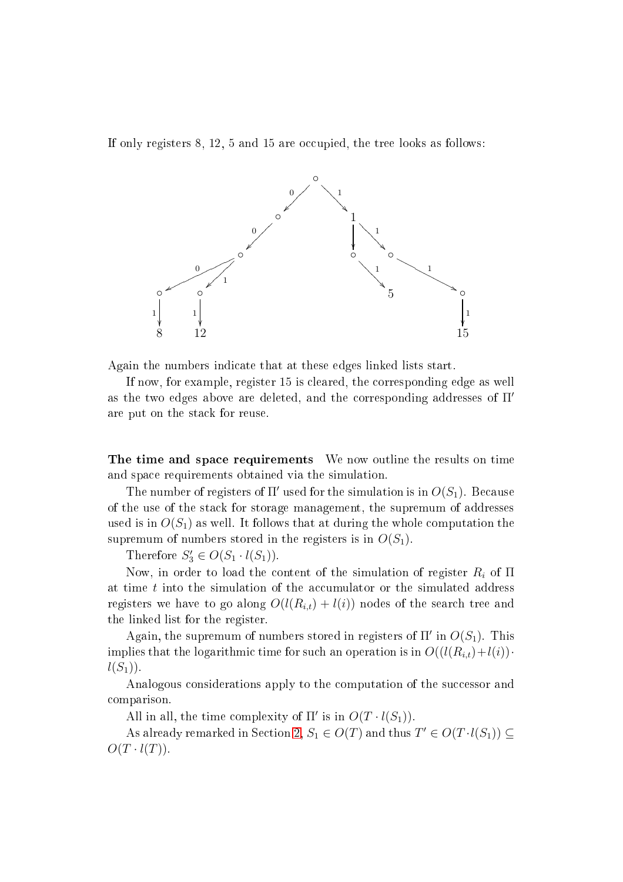If only registers 8, 12, 5 and 15 are occupied, the tree looks as follows:

Again the numbers indicate that at these edges linked lists start.

If now, for example, register 15 is cleared, the corresponding edge as well as the two edges above are deleted, and the corresponding addresses of $\Pi'$ are put on the stack for reuse.

**The time and space requirements** We now outline the results on time and space requirements obtained via the simulation.

The number of registers of $\Pi'$ used for the simulation is in $O(S_1)$. Because of the use of the stack for storage management, the supremum of addresses used is in $O(S_1)$ as well. It follows that at during the whole computation the supremum of numbers stored in the registers is in $O(S_1)$.

Therefore $S_3' \in O(S_1 \cdot l(S_1))$.

Now, in order to load the content of the simulation of register $R_i$ of $\Pi$ at time $t$ into the simulation of the accumulator or the simulated address registers we have to go along $O(l(R_{i,t}) + l(i))$ nodes of the search tree and the linked list for the register.

Again, the supremum of numbers stored in registers of $\Pi'$ in $O(S_1)$. This implies that the logarithmic time for such an operation is in $O((l(R_{i,t})+l(i)) \cdot l(S_1))$.

Analogous considerations apply to the computation of the successor and comparison.

All in all, the time complexity of $\Pi'$ is in $O(T \cdot l(S_1))$.

As already remarked in Section 2, $S_1 \in O(T)$ and thus $T' \in O(T \cdot l(S_1)) \subseteq O(T \cdot l(T))$.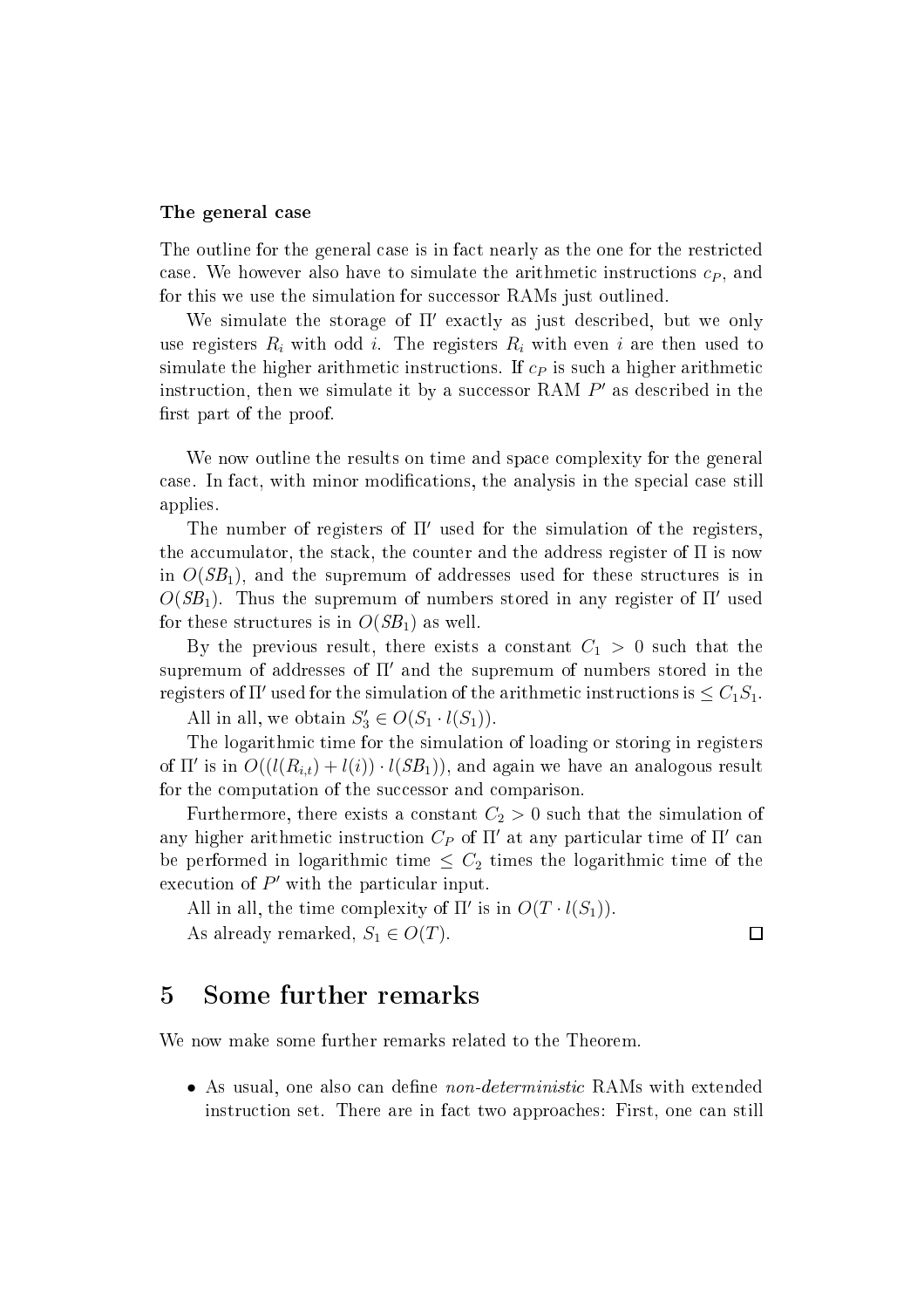**The general case**

The outline for the general case is in fact nearly as the one for the restricted case. We however also have to simulate the arithmetic instructions $c_P$, and for this we use the simulation for successor RAMs just outlined.

We simulate the storage of $\Pi'$ exactly as just described, but we only use registers $R_i$ with odd $i$. The registers $R_i$ with even $i$ are then used to simulate the higher arithmetic instructions. If $c_P$ is such a higher arithmetic instruction, then we simulate it by a successor RAM $P'$ as described in the first part of the proof.

We now outline the results on time and space complexity for the general case. In fact, with minor modifications, the analysis in the special case still applies.

The number of registers of $\Pi'$ used for the simulation of the registers, the accumulator, the stack, the counter and the address register of $\Pi$ is now in $O(SB_1)$, and the supremum of addresses used for these structures is in $O(SB_1)$. Thus the supremum of numbers stored in any register of $\Pi'$ used for these structures is in $O(SB_1)$ as well.

By the previous result, there exists a constant $C_1 > 0$ such that the supremum of addresses of $\Pi'$ and the supremum of numbers stored in the registers of $\Pi'$ used for the simulation of the arithmetic instructions is $\leq C_1 S_1$.

All in all, we obtain $S_3' \in O(S_1 \cdot l(S_1))$.

The logarithmic time for the simulation of loading or storing in registers of $\Pi'$ is in $O((l(R_{i,t}) + l(i)) \cdot l(SB_1))$, and again we have an analogous result for the computation of the successor and comparison.

Furthermore, there exists a constant $C_2 > 0$ such that the simulation of any higher arithmetic instruction $C_P$ of $\Pi'$ at any particular time of $\Pi'$ can be performed in logarithmic time $\leq C_2$ times the logarithmic time of the execution of $P'$ with the particular input.

All in all, the time complexity of $\Pi'$ is in $O(T \cdot l(S_1))$.

As already remarked, $S_1 \in O(T)$. □

# 5 Some further remarks

We now make some further remarks related to the Theorem.

- As usual, one also can define *non-deterministic* RAMs with extended instruction set. There are in fact two approaches: First, one can still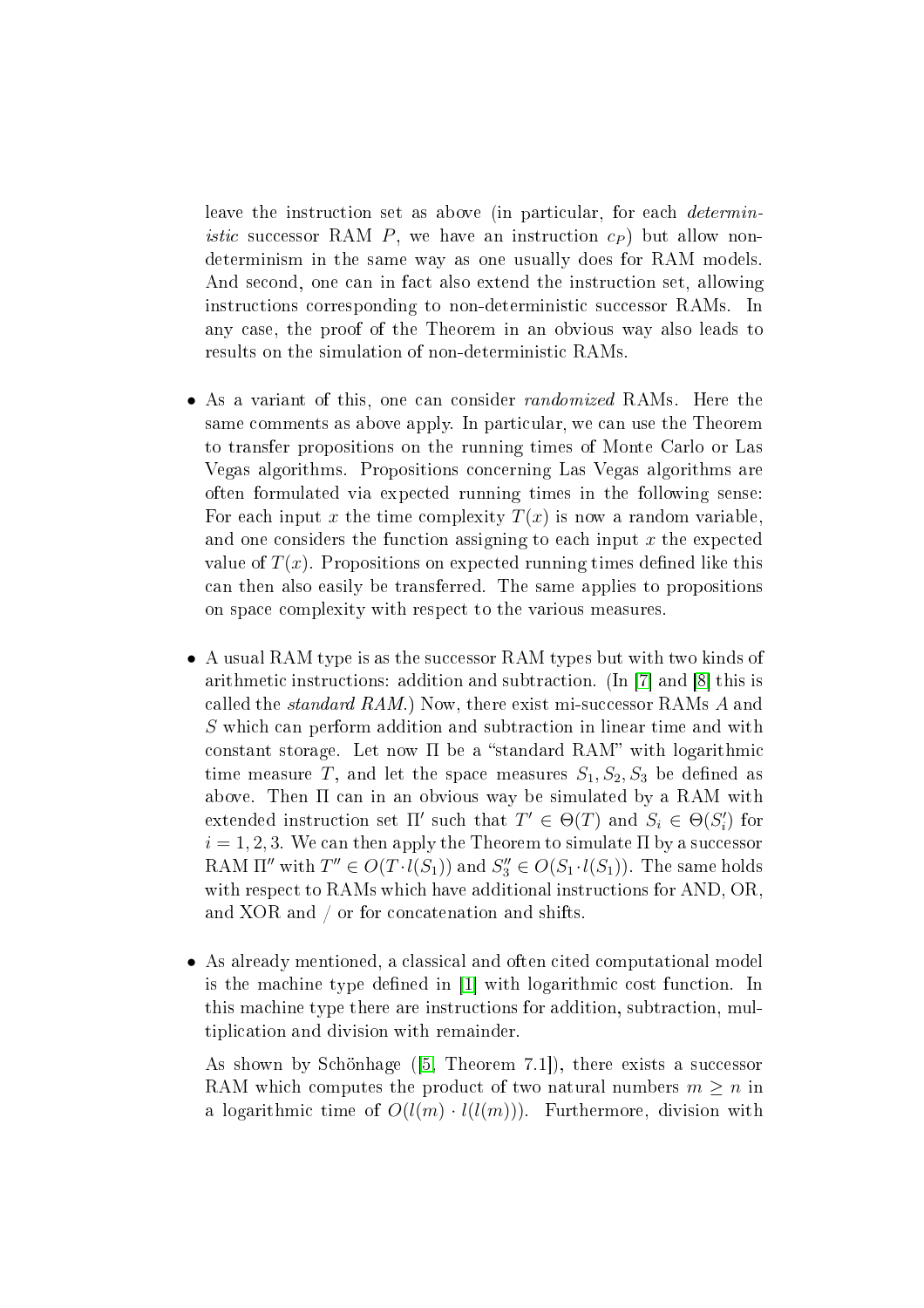leave the instruction set as above (in particular, for each *deterministic* successor RAM $P$, we have an instruction $c_P$) but allow non-determinism in the same way as one usually does for RAM models. And second, one can in fact also extend the instruction set, allowing instructions corresponding to non-deterministic successor RAMs. In any case, the proof of the Theorem in an obvious way also leads to results on the simulation of non-deterministic RAMs.

- As a variant of this, one can consider *randomized* RAMs. Here the same comments as above apply. In particular, we can use the Theorem to transfer propositions on the running times of Monte Carlo or Las Vegas algorithms. Propositions concerning Las Vegas algorithms are often formulated via expected running times in the following sense: For each input $x$ the time complexity $T(x)$ is now a random variable, and one considers the function assigning to each input $x$ the expected value of $T(x)$. Propositions on expected running times defined like this can then also easily be transferred. The same applies to propositions on space complexity with respect to the various measures.

- A usual RAM type is as the successor RAM types but with two kinds of arithmetic instructions: addition and subtraction. (In [7] and [8] this is called the *standard RAM*.) Now, there exist mi-successor RAMs $A$ and $S$ which can perform addition and subtraction in linear time and with constant storage. Let now $\Pi$ be a "standard RAM" with logarithmic time measure $T$, and let the space measures $S_1, S_2, S_3$ be defined as above. Then $\Pi$ can in an obvious way be simulated by a RAM with extended instruction set $\Pi'$ such that $T' \in \Theta(T)$ and $S_i \in \Theta(S_i')$ for $i = 1, 2, 3$. We can then apply the Theorem to simulate $\Pi$ by a successor RAM $\Pi''$ with $T'' \in O(T \cdot l(S_1))$ and $S_3'' \in O(S_1 \cdot l(S_1))$. The same holds with respect to RAMs which have additional instructions for AND, OR, and XOR and / or for concatenation and shifts.

- As already mentioned, a classical and often cited computational model is the machine type defined in [1] with logarithmic cost function. In this machine type there are instructions for addition, subtraction, multiplication and division with remainder.

  As shown by Schönhage ([5, Theorem 7.1]), there exists a successor RAM which computes the product of two natural numbers $m \geq n$ in a logarithmic time of $O(l(m) \cdot l(l(m)))$. Furthermore, division with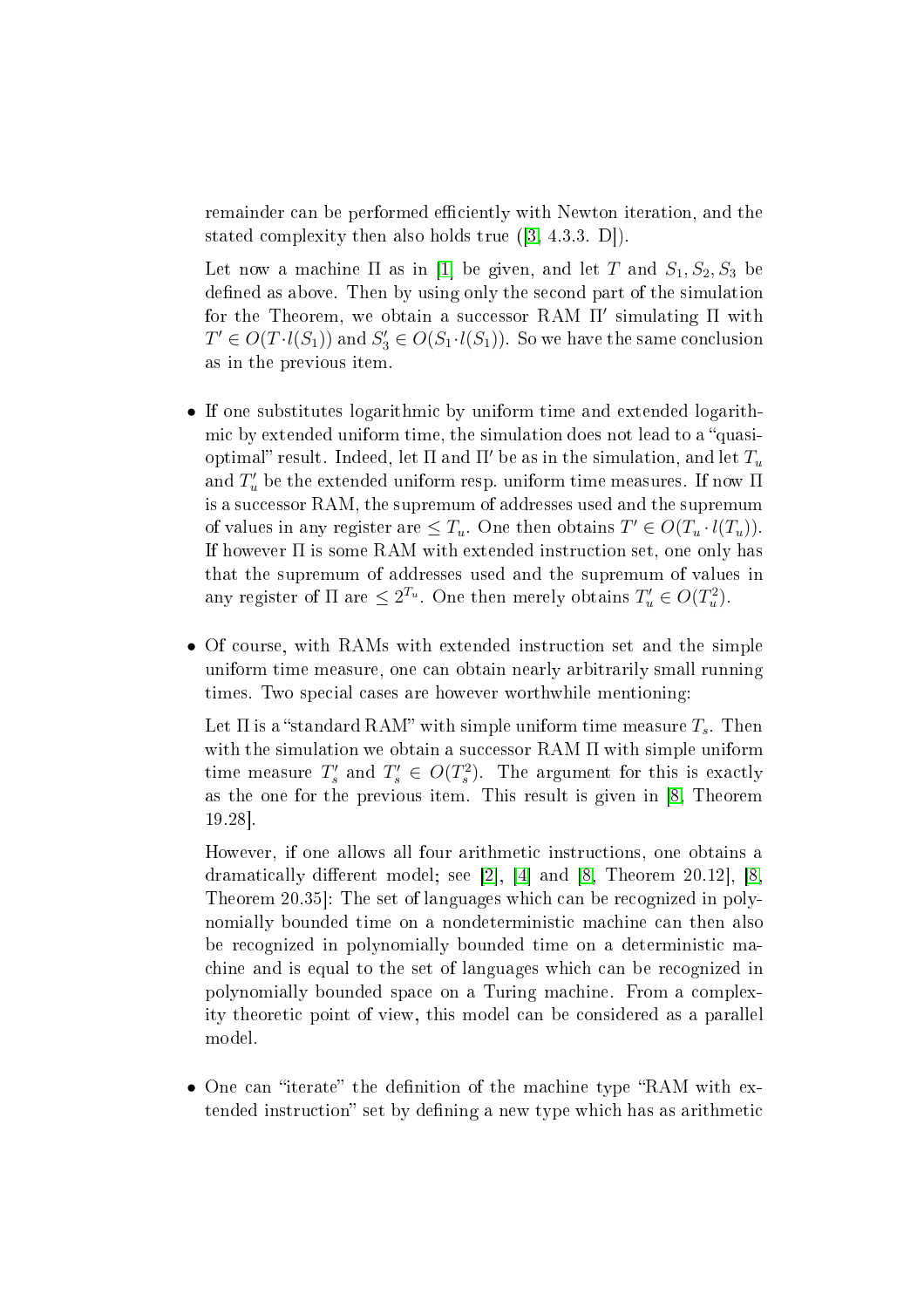remainder can be performed efficiently with Newton iteration, and the stated complexity then also holds true ([3, 4.3.3. D]).

Let now a machine $\Pi$ as in [1] be given, and let $T$ and $S_1, S_2, S_3$ be defined as above. Then by using only the second part of the simulation for the Theorem, we obtain a successor RAM $\Pi'$ simulating $\Pi$ with $T' \in O(T \cdot l(S_1))$ and $S_3' \in O(S_1 \cdot l(S_1))$. So we have the same conclusion as in the previous item.

- If one substitutes logarithmic by uniform time and extended logarithmic by extended uniform time, the simulation does not lead to a "quasi-optimal" result. Indeed, let $\Pi$ and $\Pi'$ be as in the simulation, and let $T_u$ and $T_u'$ be the extended uniform resp. uniform time measures. If now $\Pi$ is a successor RAM, the supremum of addresses used and the supremum of values in any register are $\leq T_u$. One then obtains $T' \in O(T_u \cdot l(T_u))$. If however $\Pi$ is some RAM with extended instruction set, one only has that the supremum of addresses used and the supremum of values in any register of $\Pi$ are $\leq 2^{T_u}$. One then merely obtains $T_u' \in O(T_u^2)$.

- Of course, with RAMs with extended instruction set and the simple uniform time measure, one can obtain nearly arbitrarily small running times. Two special cases are however worthwhile mentioning:

  Let $\Pi$ is a "standard RAM" with simple uniform time measure $T_s$. Then with the simulation we obtain a successor RAM $\Pi$ with simple uniform time measure $T_s'$ and $T_s' \in O(T_s^2)$. The argument for this is exactly as the one for the previous item. This result is given in [8, Theorem 19.28].

  However, if one allows all four arithmetic instructions, one obtains a dramatically different model; see [2], [4] and [8, Theorem 20.12], [8, Theorem 20.35]: The set of languages which can be recognized in polynomially bounded time on a nondeterministic machine can then also be recognized in polynomially bounded time on a deterministic machine and is equal to the set of languages which can be recognized in polynomially bounded space on a Turing machine. From a complexity theoretic point of view, this model can be considered as a parallel model.

- One can "iterate" the definition of the machine type "RAM with extended instruction" set by defining a new type which has as arithmetic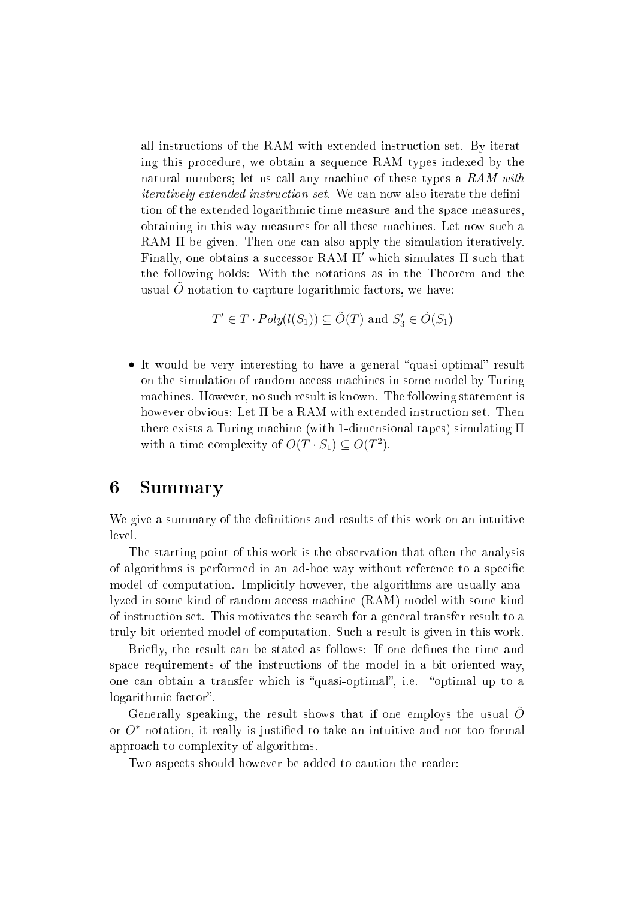all instructions of the RAM with extended instruction set. By iterating this procedure, we obtain a sequence RAM types indexed by the natural numbers; let us call any machine of these types a *RAM with iteratively extended instruction set*. We can now also iterate the definition of the extended logarithmic time measure and the space measures, obtaining in this way measures for all these machines. Let now such a RAM $\Pi$ be given. Then one can also apply the simulation iteratively. Finally, one obtains a successor RAM $\Pi'$ which simulates $\Pi$ such that the following holds: With the notations as in the Theorem and the usual $\tilde{O}$-notation to capture logarithmic factors, we have:

$$T' \in T \cdot Poly(l(S_1)) \subseteq \tilde{O}(T) \text{ and } S_3' \in \tilde{O}(S_1)$$

- It would be very interesting to have a general "quasi-optimal" result on the simulation of random access machines in some model by Turing machines. However, no such result is known. The following statement is however obvious: Let $\Pi$ be a RAM with extended instruction set. Then there exists a Turing machine (with 1-dimensional tapes) simulating $\Pi$ with a time complexity of $O(T \cdot S_1) \subseteq O(T^2)$.

# 6 Summary

We give a summary of the definitions and results of this work on an intuitive level.

The starting point of this work is the observation that often the analysis of algorithms is performed in an ad-hoc way without reference to a specific model of computation. Implicitly however, the algorithms are usually analyzed in some kind of random access machine (RAM) model with some kind of instruction set. This motivates the search for a general transfer result to a truly bit-oriented model of computation. Such a result is given in this work.

Briefly, the result can be stated as follows: If one defines the time and space requirements of the instructions of the model in a bit-oriented way, one can obtain a transfer which is "quasi-optimal", i.e. "optimal up to a logarithmic factor".

Generally speaking, the result shows that if one employs the usual $\tilde{O}$ or $O^*$ notation, it really is justified to take an intuitive and not too formal approach to complexity of algorithms.

Two aspects should however be added to caution the reader: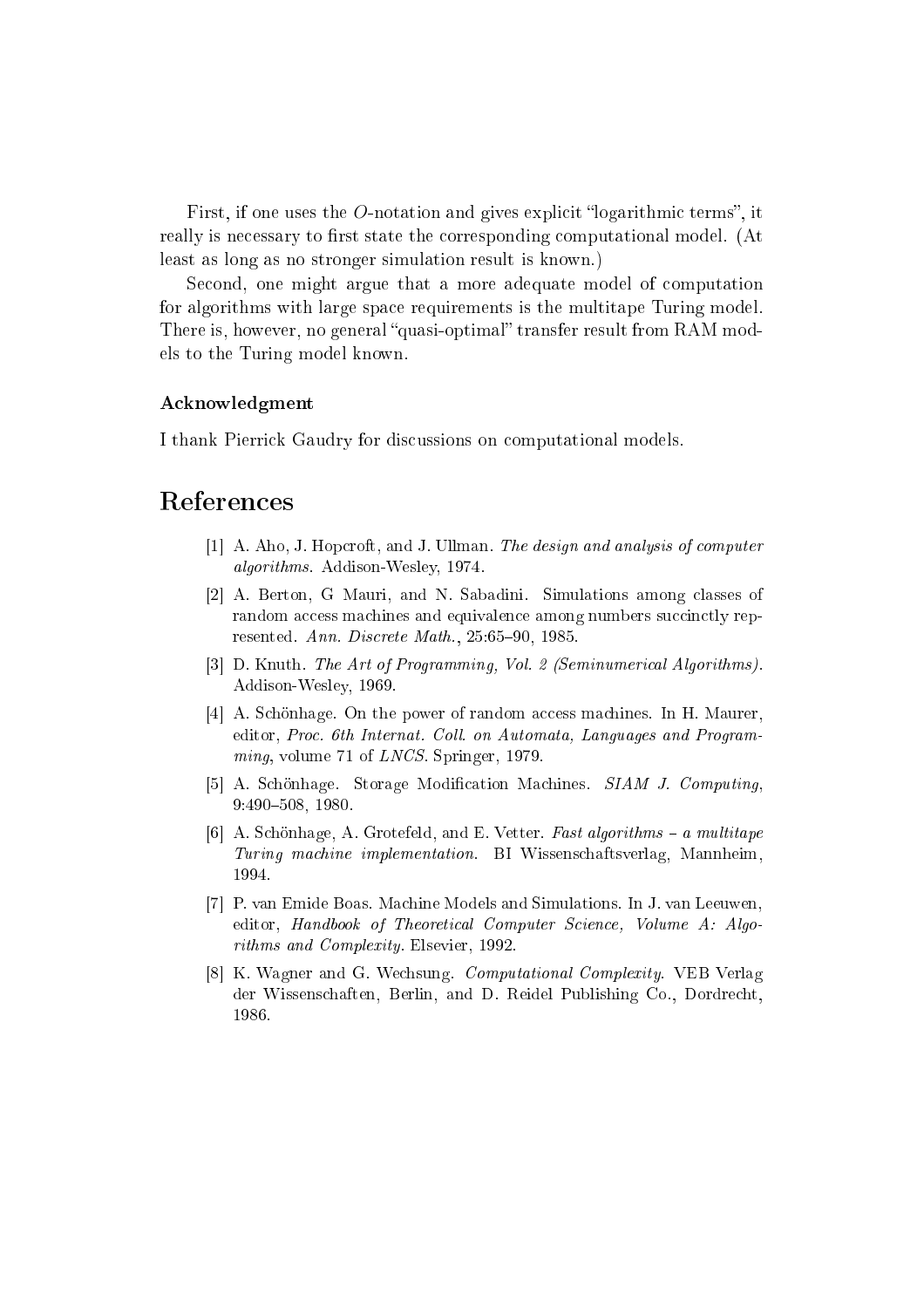First, if one uses the $O$-notation and gives explicit "logarithmic terms", it really is necessary to first state the corresponding computational model. (At least as long as no stronger simulation result is known.)

Second, one might argue that a more adequate model of computation for algorithms with large space requirements is the multitape Turing model. There is, however, no general "quasi-optimal" transfer result from RAM models to the Turing model known.

### Acknowledgment

I thank Pierrick Gaudry for discussions on computational models.

## References

[1] A. Aho, J. Hopcroft, and J. Ullman. *The design and analysis of computer algorithms*. Addison-Wesley, 1974.

[2] A. Berton, G Mauri, and N. Sabadini. Simulations among classes of random access machines and equivalence among numbers succinctly represented. *Ann. Discrete Math.*, 25:65–90, 1985.

[3] D. Knuth. *The Art of Programming, Vol. 2 (Seminumerical Algorithms)*. Addison-Wesley, 1969.

[4] A. Schönhage. On the power of random access machines. In H. Maurer, editor, *Proc. 6th Internat. Coll. on Automata, Languages and Programming*, volume 71 of *LNCS*. Springer, 1979.

[5] A. Schönhage. Storage Modification Machines. *SIAM J. Computing*, 9:490–508, 1980.

[6] A. Schönhage, A. Grotefeld, and E. Vetter. *Fast algorithms – a multitape Turing machine implementation*. BI Wissenschaftsverlag, Mannheim, 1994.

[7] P. van Emide Boas. Machine Models and Simulations. In J. van Leeuwen, editor, *Handbook of Theoretical Computer Science, Volume A: Algorithms and Complexity*. Elsevier, 1992.

[8] K. Wagner and G. Wechsung. *Computational Complexity*. VEB Verlag der Wissenschaften, Berlin, and D. Reidel Publishing Co., Dordrecht, 1986.